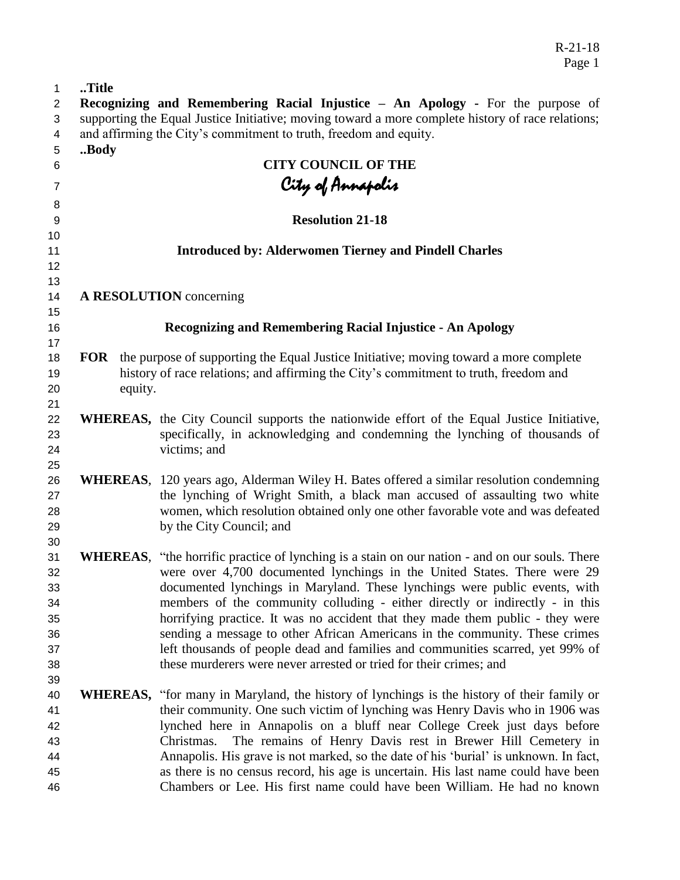**..Title**

**Recognizing and Remembering Racial Injustice – An Apology -** For the purpose of supporting the Equal Justice Initiative; moving toward a more complete history of race relations; and affirming the City's commitment to truth, freedom and equity.

**..Body**

**CITY COUNCIL OF THE**

*City of Annapolis*

**Resolution 21-18**

**Introduced by: Alderwomen Tierney and Pindell Charles**

**A RESOLUTION** concerning

**Recognizing and Remembering Racial Injustice - An Apology**

**FOR** the purpose of supporting the Equal Justice Initiative; moving toward a more complete history of race relations; and affirming the City's commitment to truth, freedom and equity.

**WHEREAS,** the City Council supports the nationwide effort of the Equal Justice Initiative, specifically, in acknowledging and condemning the lynching of thousands of victims; and

**WHEREAS**, 120 years ago, Alderman Wiley H. Bates offered a similar resolution condemning the lynching of Wright Smith, a black man accused of assaulting two white women, which resolution obtained only one other favorable vote and was defeated by the City Council; and

**WHEREAS**, "the horrific practice of lynching is a stain on our nation - and on our souls. There were over 4,700 documented lynchings in the United States. There were 29 documented lynchings in Maryland. These lynchings were public events, with members of the community colluding - either directly or indirectly - in this horrifying practice. It was no accident that they made them public - they were sending a message to other African Americans in the community. These crimes left thousands of people dead and families and communities scarred, yet 99% of these murderers were never arrested or tried for their crimes; and

**WHEREAS,** "for many in Maryland, the history of lynchings is the history of their family or their community. One such victim of lynching was Henry Davis who in 1906 was lynched here in Annapolis on a bluff near College Creek just days before Christmas. The remains of Henry Davis rest in Brewer Hill Cemetery in Annapolis. His grave is not marked, so the date of his 'burial' is unknown. In fact, as there is no census record, his age is uncertain. His last name could have been Chambers or Lee. His first name could have been William. He had no known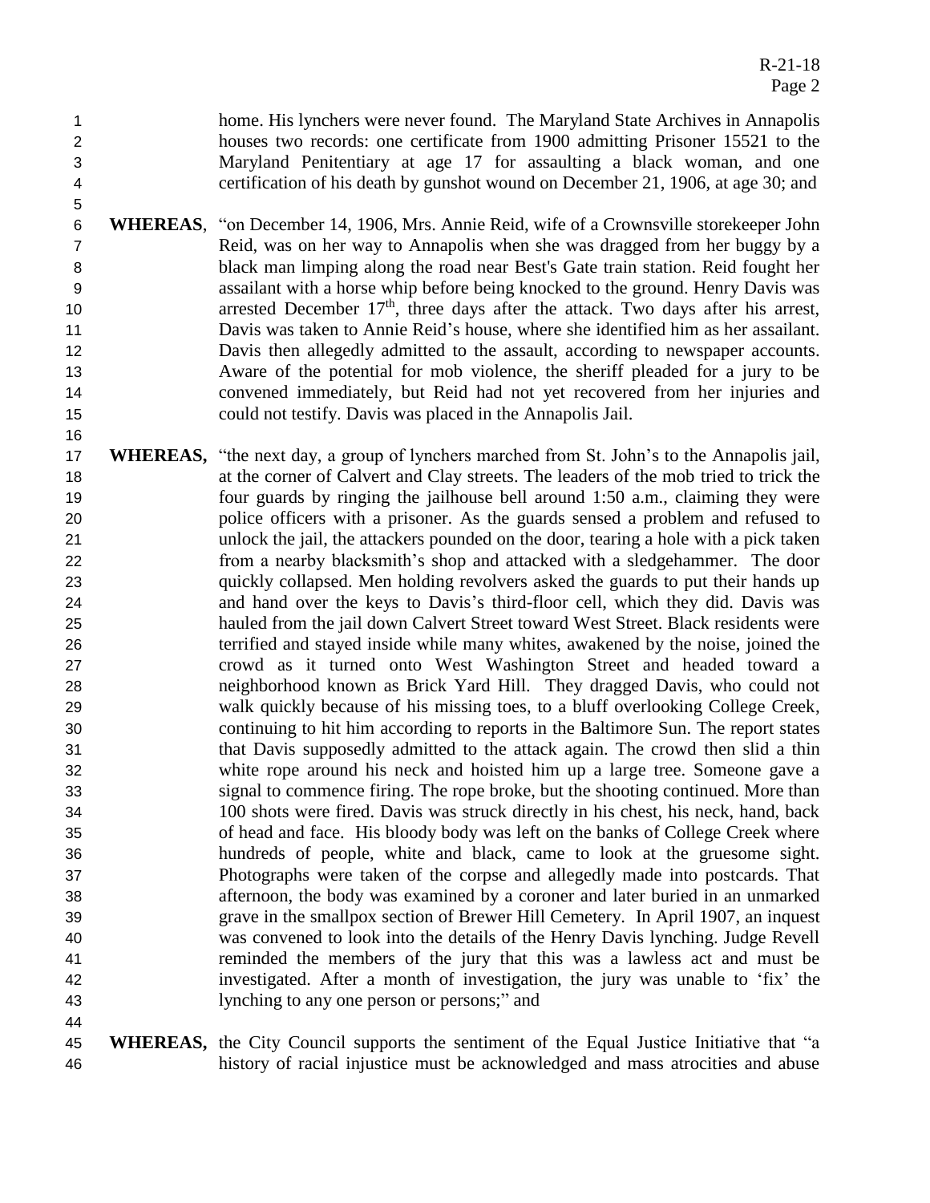home. His lynchers were never found. The Maryland State Archives in Annapolis houses two records: one certificate from 1900 admitting Prisoner 15521 to the Maryland Penitentiary at age 17 for assaulting a black woman, and one certification of his death by gunshot wound on December 21, 1906, at age 30; and

**WHEREAS**, "on December 14, 1906, Mrs. Annie Reid, wife of a Crownsville storekeeper John Reid, was on her way to Annapolis when she was dragged from her buggy by a black man limping along the road near Best's Gate train station. Reid fought her assailant with a horse whip before being knocked to the ground. Henry Davis was arrested December 17th, three days after the attack. Two days after his arrest, Davis was taken to Annie Reid's house, where she identified him as her assailant. Davis then allegedly admitted to the assault, according to newspaper accounts. Aware of the potential for mob violence, the sheriff pleaded for a jury to be convened immediately, but Reid had not yet recovered from her injuries and could not testify. Davis was placed in the Annapolis Jail.

**WHEREAS,** "the next day, a group of lynchers marched from St. John's to the Annapolis jail, at the corner of Calvert and Clay streets. The leaders of the mob tried to trick the four guards by ringing the jailhouse bell around 1:50 a.m., claiming they were police officers with a prisoner. As the guards sensed a problem and refused to unlock the jail, the attackers pounded on the door, tearing a hole with a pick taken from a nearby blacksmith's shop and attacked with a sledgehammer. The door quickly collapsed. Men holding revolvers asked the guards to put their hands up and hand over the keys to Davis's third-floor cell, which they did. Davis was hauled from the jail down Calvert Street toward West Street. Black residents were terrified and stayed inside while many whites, awakened by the noise, joined the crowd as it turned onto West Washington Street and headed toward a neighborhood known as Brick Yard Hill. They dragged Davis, who could not walk quickly because of his missing toes, to a bluff overlooking College Creek, continuing to hit him according to reports in the Baltimore Sun. The report states that Davis supposedly admitted to the attack again. The crowd then slid a thin white rope around his neck and hoisted him up a large tree. Someone gave a signal to commence firing. The rope broke, but the shooting continued. More than 100 shots were fired. Davis was struck directly in his chest, his neck, hand, back of head and face. His bloody body was left on the banks of College Creek where hundreds of people, white and black, came to look at the gruesome sight. Photographs were taken of the corpse and allegedly made into postcards. That afternoon, the body was examined by a coroner and later buried in an unmarked grave in the smallpox section of Brewer Hill Cemetery. In April 1907, an inquest was convened to look into the details of the Henry Davis lynching. Judge Revell reminded the members of the jury that this was a lawless act and must be investigated. After a month of investigation, the jury was unable to 'fix' the lynching to any one person or persons;" and

**WHEREAS,** the City Council supports the sentiment of the Equal Justice Initiative that "a history of racial injustice must be acknowledged and mass atrocities and abuse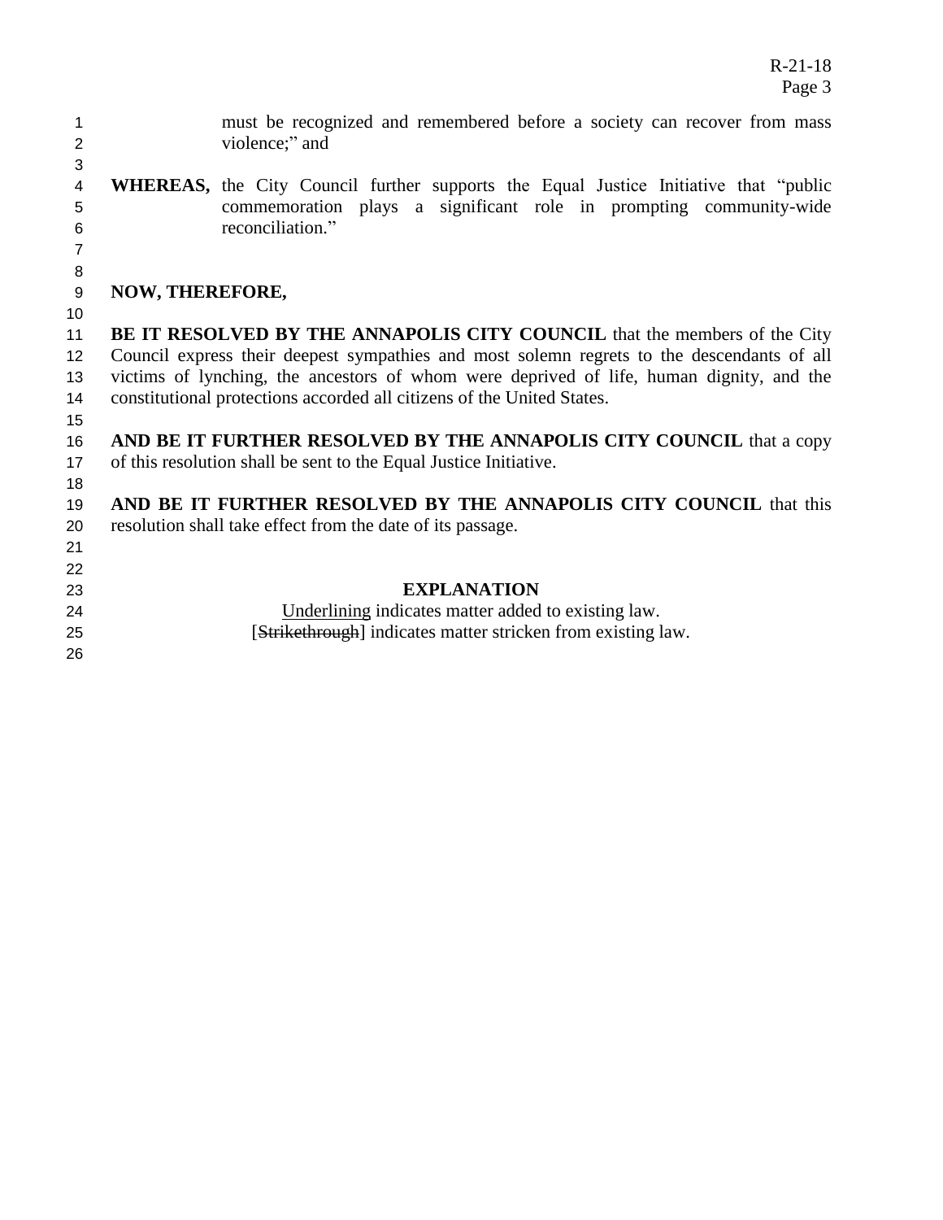must be recognized and remembered before a society can recover from mass violence;" and

**WHEREAS,** the City Council further supports the Equal Justice Initiative that "public commemoration plays a significant role in prompting community-wide reconciliation."

**NOW, THEREFORE,**

**BE IT RESOLVED BY THE ANNAPOLIS CITY COUNCIL** that the members of the City Council express their deepest sympathies and most solemn regrets to the descendants of all victims of lynching, the ancestors of whom were deprived of life, human dignity, and the constitutional protections accorded all citizens of the United States.

**AND BE IT FURTHER RESOLVED BY THE ANNAPOLIS CITY COUNCIL** that a copy of this resolution shall be sent to the Equal Justice Initiative.

**AND BE IT FURTHER RESOLVED BY THE ANNAPOLIS CITY COUNCIL** that this resolution shall take effect from the date of its passage.

**EXPLANATION**

Underlining indicates matter added to existing law.

[~~Strikethrough~~] indicates matter stricken from existing law.